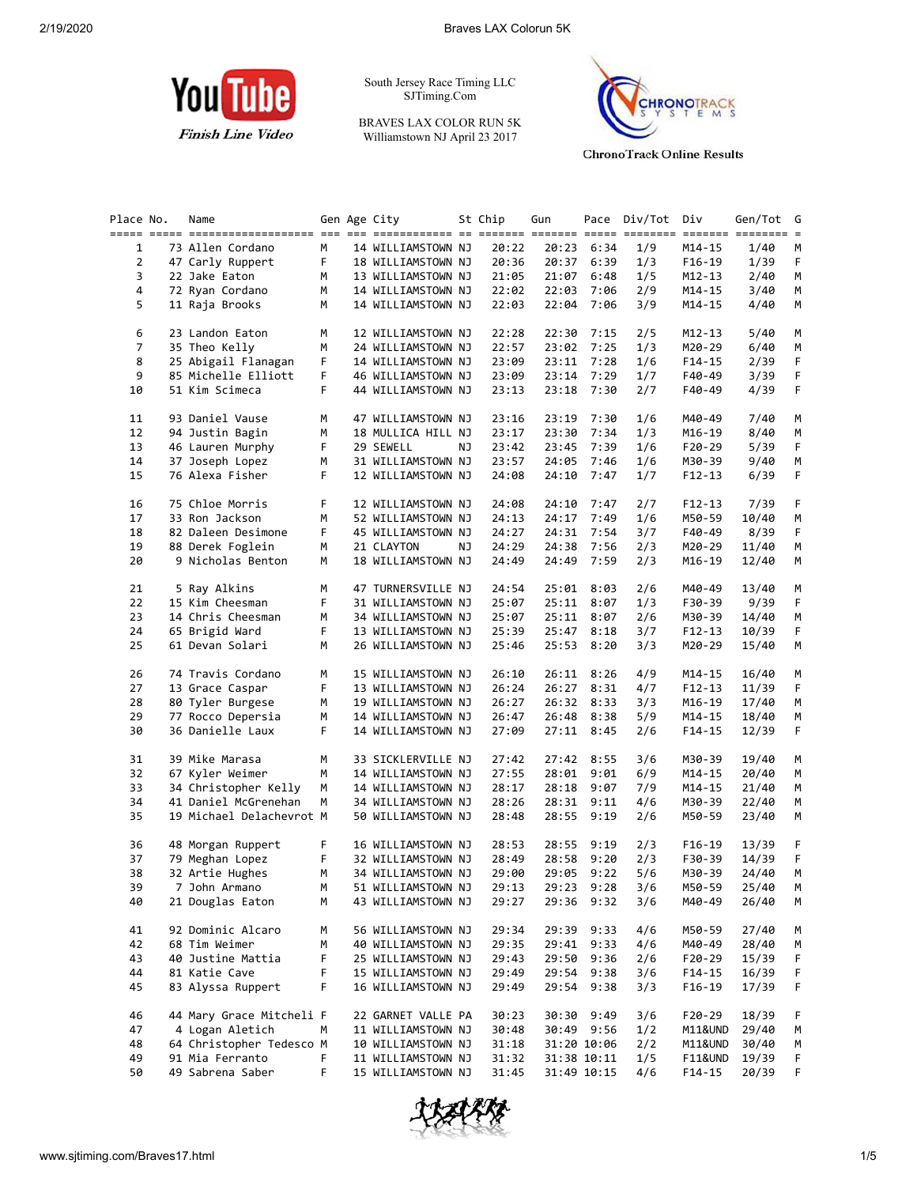South Jersey Race Timing LLC
SJTiming.Com

BRAVES LAX COLOR RUN 5K
Williamstown NJ April 23 2017

YouTube *Finish Line Video*

ChronoTrack Online Results

| Place | No. | Name | Gen | Age | City | St | Chip | Gun | Pace | Div/Tot | Div | Gen/Tot | G |
|---|---|---|---|---|---|---|---|---|---|---|---|---|---|
| 1 | 73 | Allen Cordano | M | 14 | WILLIAMSTOWN | NJ | 20:22 | 20:23 | 6:34 | 1/9 | M14-15 | 1/40 | M |
| 2 | 47 | Carly Ruppert | F | 18 | WILLIAMSTOWN | NJ | 20:36 | 20:37 | 6:39 | 1/3 | F16-19 | 1/39 | F |
| 3 | 22 | Jake Eaton | M | 13 | WILLIAMSTOWN | NJ | 21:05 | 21:07 | 6:48 | 1/5 | M12-13 | 2/40 | M |
| 4 | 72 | Ryan Cordano | M | 14 | WILLIAMSTOWN | NJ | 22:02 | 22:03 | 7:06 | 2/9 | M14-15 | 3/40 | M |
| 5 | 11 | Raja Brooks | M | 14 | WILLIAMSTOWN | NJ | 22:03 | 22:04 | 7:06 | 3/9 | M14-15 | 4/40 | M |
| 6 | 23 | Landon Eaton | M | 12 | WILLIAMSTOWN | NJ | 22:28 | 22:30 | 7:15 | 2/5 | M12-13 | 5/40 | M |
| 7 | 35 | Theo Kelly | M | 24 | WILLIAMSTOWN | NJ | 22:57 | 23:02 | 7:25 | 1/3 | M20-29 | 6/40 | M |
| 8 | 25 | Abigail Flanagan | F | 14 | WILLIAMSTOWN | NJ | 23:09 | 23:11 | 7:28 | 1/6 | F14-15 | 2/39 | F |
| 9 | 85 | Michelle Elliott | F | 46 | WILLIAMSTOWN | NJ | 23:09 | 23:14 | 7:29 | 1/7 | F40-49 | 3/39 | F |
| 10 | 51 | Kim Scimeca | F | 44 | WILLIAMSTOWN | NJ | 23:13 | 23:18 | 7:30 | 2/7 | F40-49 | 4/39 | F |
| 11 | 93 | Daniel Vause | M | 47 | WILLIAMSTOWN | NJ | 23:16 | 23:19 | 7:30 | 1/6 | M40-49 | 7/40 | M |
| 12 | 94 | Justin Bagin | M | 18 | MULLICA HILL | NJ | 23:17 | 23:30 | 7:34 | 1/3 | M16-19 | 8/40 | M |
| 13 | 46 | Lauren Murphy | F | 29 | SEWELL | NJ | 23:42 | 23:45 | 7:39 | 1/6 | F20-29 | 5/39 | F |
| 14 | 37 | Joseph Lopez | M | 31 | WILLIAMSTOWN | NJ | 23:57 | 24:05 | 7:46 | 1/6 | M30-39 | 9/40 | M |
| 15 | 76 | Alexa Fisher | F | 12 | WILLIAMSTOWN | NJ | 24:08 | 24:10 | 7:47 | 1/7 | F12-13 | 6/39 | F |
| 16 | 75 | Chloe Morris | F | 12 | WILLIAMSTOWN | NJ | 24:08 | 24:10 | 7:47 | 2/7 | F12-13 | 7/39 | F |
| 17 | 33 | Ron Jackson | M | 52 | WILLIAMSTOWN | NJ | 24:13 | 24:17 | 7:49 | 1/6 | M50-59 | 10/40 | M |
| 18 | 82 | Daleen Desimone | F | 45 | WILLIAMSTOWN | NJ | 24:27 | 24:31 | 7:54 | 3/7 | F40-49 | 8/39 | F |
| 19 | 88 | Derek Foglein | M | 21 | CLAYTON | NJ | 24:29 | 24:38 | 7:56 | 2/3 | M20-29 | 11/40 | M |
| 20 | 9 | Nicholas Benton | M | 18 | WILLIAMSTOWN | NJ | 24:49 | 24:49 | 7:59 | 2/3 | M16-19 | 12/40 | M |
| 21 | 5 | Ray Alkins | M | 47 | TURNERSVILLE | NJ | 24:54 | 25:01 | 8:03 | 2/6 | M40-49 | 13/40 | M |
| 22 | 15 | Kim Cheesman | F | 31 | WILLIAMSTOWN | NJ | 25:07 | 25:11 | 8:07 | 1/3 | F30-39 | 9/39 | F |
| 23 | 14 | Chris Cheesman | M | 34 | WILLIAMSTOWN | NJ | 25:07 | 25:11 | 8:07 | 2/6 | M30-39 | 14/40 | M |
| 24 | 65 | Brigid Ward | F | 13 | WILLIAMSTOWN | NJ | 25:39 | 25:47 | 8:18 | 3/7 | F12-13 | 10/39 | F |
| 25 | 61 | Devan Solari | M | 26 | WILLIAMSTOWN | NJ | 25:46 | 25:53 | 8:20 | 3/3 | M20-29 | 15/40 | M |
| 26 | 74 | Travis Cordano | M | 15 | WILLIAMSTOWN | NJ | 26:10 | 26:11 | 8:26 | 4/9 | M14-15 | 16/40 | M |
| 27 | 13 | Grace Caspar | F | 13 | WILLIAMSTOWN | NJ | 26:24 | 26:27 | 8:31 | 4/7 | F12-13 | 11/39 | F |
| 28 | 80 | Tyler Burgese | M | 19 | WILLIAMSTOWN | NJ | 26:27 | 26:32 | 8:33 | 3/3 | M16-19 | 17/40 | M |
| 29 | 77 | Rocco Depersia | M | 14 | WILLIAMSTOWN | NJ | 26:47 | 26:48 | 8:38 | 5/9 | M14-15 | 18/40 | M |
| 30 | 36 | Danielle Laux | F | 14 | WILLIAMSTOWN | NJ | 27:09 | 27:11 | 8:45 | 2/6 | F14-15 | 12/39 | F |
| 31 | 39 | Mike Marasa | M | 33 | SICKLERVILLE | NJ | 27:42 | 27:42 | 8:55 | 3/6 | M30-39 | 19/40 | M |
| 32 | 67 | Kyler Weimer | M | 14 | WILLIAMSTOWN | NJ | 27:55 | 28:01 | 9:01 | 6/9 | M14-15 | 20/40 | M |
| 33 | 34 | Christopher Kelly | M | 14 | WILLIAMSTOWN | NJ | 28:17 | 28:18 | 9:07 | 7/9 | M14-15 | 21/40 | M |
| 34 | 41 | Daniel McGrenehan | M | 34 | WILLIAMSTOWN | NJ | 28:26 | 28:31 | 9:11 | 4/6 | M30-39 | 22/40 | M |
| 35 | 19 | Michael Delachevrot | M | 50 | WILLIAMSTOWN | NJ | 28:48 | 28:55 | 9:19 | 2/6 | M50-59 | 23/40 | M |
| 36 | 48 | Morgan Ruppert | F | 16 | WILLIAMSTOWN | NJ | 28:53 | 28:55 | 9:19 | 2/3 | F16-19 | 13/39 | F |
| 37 | 79 | Meghan Lopez | F | 32 | WILLIAMSTOWN | NJ | 28:49 | 28:58 | 9:20 | 2/3 | F30-39 | 14/39 | F |
| 38 | 32 | Artie Hughes | M | 34 | WILLIAMSTOWN | NJ | 29:00 | 29:05 | 9:22 | 5/6 | M30-39 | 24/40 | M |
| 39 | 7 | John Armano | M | 51 | WILLIAMSTOWN | NJ | 29:13 | 29:23 | 9:28 | 3/6 | M50-59 | 25/40 | M |
| 40 | 21 | Douglas Eaton | M | 43 | WILLIAMSTOWN | NJ | 29:27 | 29:36 | 9:32 | 3/6 | M40-49 | 26/40 | M |
| 41 | 92 | Dominic Alcaro | M | 56 | WILLIAMSTOWN | NJ | 29:34 | 29:39 | 9:33 | 4/6 | M50-59 | 27/40 | M |
| 42 | 68 | Tim Weimer | M | 40 | WILLIAMSTOWN | NJ | 29:35 | 29:41 | 9:33 | 4/6 | M40-49 | 28/40 | M |
| 43 | 40 | Justine Mattia | F | 25 | WILLIAMSTOWN | NJ | 29:43 | 29:50 | 9:36 | 2/6 | F20-29 | 15/39 | F |
| 44 | 81 | Katie Cave | F | 15 | WILLIAMSTOWN | NJ | 29:49 | 29:54 | 9:38 | 3/6 | F14-15 | 16/39 | F |
| 45 | 83 | Alyssa Ruppert | F | 16 | WILLIAMSTOWN | NJ | 29:49 | 29:54 | 9:38 | 3/3 | F16-19 | 17/39 | F |
| 46 | 44 | Mary Grace Mitcheli | F | 22 | GARNET VALLE | PA | 30:23 | 30:30 | 9:49 | 3/6 | F20-29 | 18/39 | F |
| 47 | 4 | Logan Aletich | M | 11 | WILLIAMSTOWN | NJ | 30:48 | 30:49 | 9:56 | 1/2 | M11&UND | 29/40 | M |
| 48 | 64 | Christopher Tedesco | M | 10 | WILLIAMSTOWN | NJ | 31:18 | 31:20 | 10:06 | 2/2 | M11&UND | 30/40 | M |
| 49 | 91 | Mia Ferranto | F | 11 | WILLIAMSTOWN | NJ | 31:32 | 31:38 | 10:11 | 1/5 | F11&UND | 19/39 | F |
| 50 | 49 | Sabrena Saber | F | 15 | WILLIAMSTOWN | NJ | 31:45 | 31:49 | 10:15 | 4/6 | F14-15 | 20/39 | F |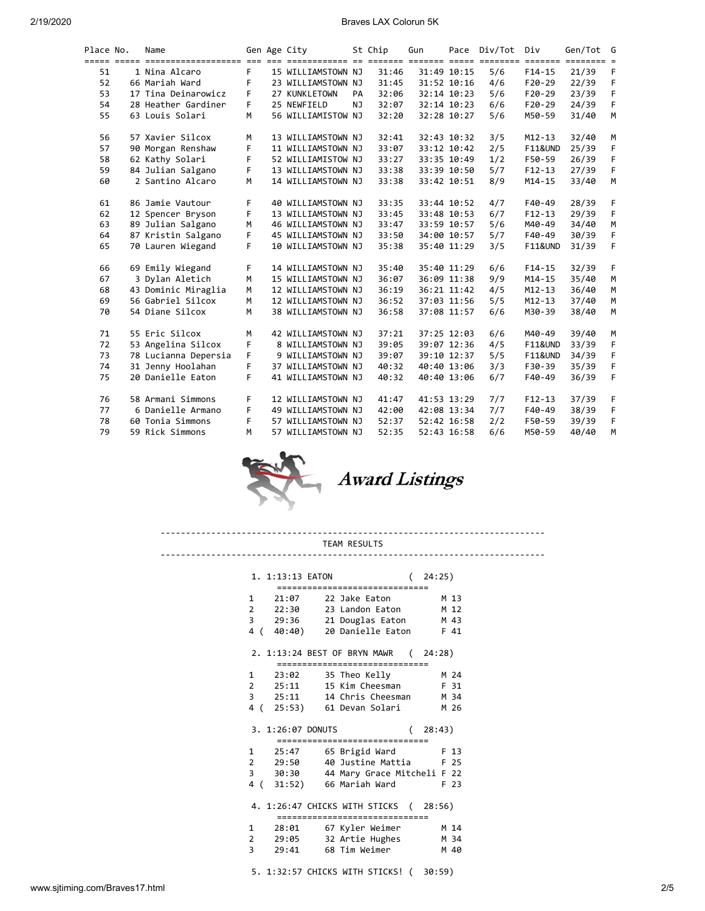| Place | No. | Name | Gen | Age | City | St | Chip | Gun | Pace | Div/Tot | Div | Gen/Tot | G |
|---|---|---|---|---|---|---|---|---|---|---|---|---|---|
| 51 | 1 | Nina Alcaro | F | 15 | WILLIAMSTOWN | NJ | 31:46 | 31:49 | 10:15 | 5/6 | F14-15 | 21/39 | F |
| 52 | 66 | Mariah Ward | F | 23 | WILLIAMSTOWN | NJ | 31:45 | 31:52 | 10:16 | 4/6 | F20-29 | 22/39 | F |
| 53 | 17 | Tina Deinarowicz | F | 27 | KUNKLETOWN | PA | 32:06 | 32:14 | 10:23 | 5/6 | F20-29 | 23/39 | F |
| 54 | 28 | Heather Gardiner | F | 25 | NEWFIELD | NJ | 32:07 | 32:14 | 10:23 | 6/6 | F20-29 | 24/39 | F |
| 55 | 63 | Louis Solari | M | 56 | WILLIAMISTOW | NJ | 32:20 | 32:28 | 10:27 | 5/6 | M50-59 | 31/40 | M |
| 56 | 57 | Xavier Silcox | M | 13 | WILLIAMSTOWN | NJ | 32:41 | 32:43 | 10:32 | 3/5 | M12-13 | 32/40 | M |
| 57 | 90 | Morgan Renshaw | F | 11 | WILLIAMSTOWN | NJ | 33:07 | 33:12 | 10:42 | 2/5 | F11&UND | 25/39 | F |
| 58 | 62 | Kathy Solari | F | 52 | WILLIAMISTOW | NJ | 33:27 | 33:35 | 10:49 | 1/2 | F50-59 | 26/39 | F |
| 59 | 84 | Julian Salgano | F | 13 | WILLIAMSTOWN | NJ | 33:38 | 33:39 | 10:50 | 5/7 | F12-13 | 27/39 | F |
| 60 | 2 | Santino Alcaro | M | 14 | WILLIAMSTOWN | NJ | 33:38 | 33:42 | 10:51 | 8/9 | M14-15 | 33/40 | M |
| 61 | 86 | Jamie Vautour | F | 40 | WILLIAMSTOWN | NJ | 33:35 | 33:44 | 10:52 | 4/7 | F40-49 | 28/39 | F |
| 62 | 12 | Spencer Bryson | F | 13 | WILLIAMSTOWN | NJ | 33:45 | 33:48 | 10:53 | 6/7 | F12-13 | 29/39 | F |
| 63 | 89 | Julian Salgano | M | 46 | WILLIAMSTOWN | NJ | 33:47 | 33:59 | 10:57 | 5/6 | M40-49 | 34/40 | M |
| 64 | 87 | Kristin Salgano | F | 45 | WILLIAMSTOWN | NJ | 33:50 | 34:00 | 10:57 | 5/7 | F40-49 | 30/39 | F |
| 65 | 70 | Lauren Wiegand | F | 10 | WILLIAMSTOWN | NJ | 35:38 | 35:40 | 11:29 | 3/5 | F11&UND | 31/39 | F |
| 66 | 69 | Emily Wiegand | F | 14 | WILLIAMSTOWN | NJ | 35:40 | 35:40 | 11:29 | 6/6 | F14-15 | 32/39 | F |
| 67 | 3 | Dylan Aletich | M | 15 | WILLIAMSTOWN | NJ | 36:07 | 36:09 | 11:38 | 9/9 | M14-15 | 35/40 | M |
| 68 | 43 | Dominic Miraglia | M | 12 | WILLIAMSTOWN | NJ | 36:19 | 36:21 | 11:42 | 4/5 | M12-13 | 36/40 | M |
| 69 | 56 | Gabriel Silcox | M | 12 | WILLIAMSTOWN | NJ | 36:52 | 37:03 | 11:56 | 5/5 | M12-13 | 37/40 | M |
| 70 | 54 | Diane Silcox | M | 38 | WILLIAMSTOWN | NJ | 36:58 | 37:08 | 11:57 | 6/6 | M30-39 | 38/40 | M |
| 71 | 55 | Eric Silcox | M | 42 | WILLIAMSTOWN | NJ | 37:21 | 37:25 | 12:03 | 6/6 | M40-49 | 39/40 | M |
| 72 | 53 | Angelina Silcox | F | 8 | WILLIAMSTOWN | NJ | 39:05 | 39:07 | 12:36 | 4/5 | F11&UND | 33/39 | F |
| 73 | 78 | Lucianna Depersia | F | 9 | WILLIAMSTOWN | NJ | 39:07 | 39:10 | 12:37 | 5/5 | F11&UND | 34/39 | F |
| 74 | 31 | Jenny Hoolahan | F | 37 | WILLIAMSTOWN | NJ | 40:32 | 40:40 | 13:06 | 3/3 | F30-39 | 35/39 | F |
| 75 | 20 | Danielle Eaton | F | 41 | WILLIAMSTOWN | NJ | 40:32 | 40:40 | 13:06 | 6/7 | F40-49 | 36/39 | F |
| 76 | 58 | Armani Simmons | F | 12 | WILLIAMSTOWN | NJ | 41:47 | 41:53 | 13:29 | 7/7 | F12-13 | 37/39 | F |
| 77 | 6 | Danielle Armano | F | 49 | WILLIAMSTOWN | NJ | 42:00 | 42:08 | 13:34 | 7/7 | F40-49 | 38/39 | F |
| 78 | 60 | Tonia Simmons | F | 57 | WILLIAMSTOWN | NJ | 52:37 | 52:42 | 16:58 | 2/2 | F50-59 | 39/39 | F |
| 79 | 59 | Rick Simmons | M | 57 | WILLIAMSTOWN | NJ | 52:35 | 52:43 | 16:58 | 6/6 | M50-59 | 40/40 | M |

## Award Listings

### TEAM RESULTS

**1. 1:13:13 EATON (24:25)**

| | Time | Name | |
|---|---|---|---|
| 1 | 21:07 | 22 Jake Eaton | M 13 |
| 2 | 22:30 | 23 Landon Eaton | M 12 |
| 3 | 29:36 | 21 Douglas Eaton | M 43 |
| 4 | (40:40) | 20 Danielle Eaton | F 41 |

**2. 1:13:24 BEST OF BRYN MAWR (24:28)**

| | Time | Name | |
|---|---|---|---|
| 1 | 23:02 | 35 Theo Kelly | M 24 |
| 2 | 25:11 | 15 Kim Cheesman | F 31 |
| 3 | 25:11 | 14 Chris Cheesman | M 34 |
| 4 | (25:53) | 61 Devan Solari | M 26 |

**3. 1:26:07 DONUTS (28:43)**

| | Time | Name | |
|---|---|---|---|
| 1 | 25:47 | 65 Brigid Ward | F 13 |
| 2 | 29:50 | 40 Justine Mattia | F 25 |
| 3 | 30:30 | 44 Mary Grace Mitcheli | F 22 |
| 4 | (31:52) | 66 Mariah Ward | F 23 |

**4. 1:26:47 CHICKS WITH STICKS (28:56)**

| | Time | Name | |
|---|---|---|---|
| 1 | 28:01 | 67 Kyler Weimer | M 14 |
| 2 | 29:05 | 32 Artie Hughes | M 34 |
| 3 | 29:41 | 68 Tim Weimer | M 40 |

**5. 1:32:57 CHICKS WITH STICKS! (30:59)**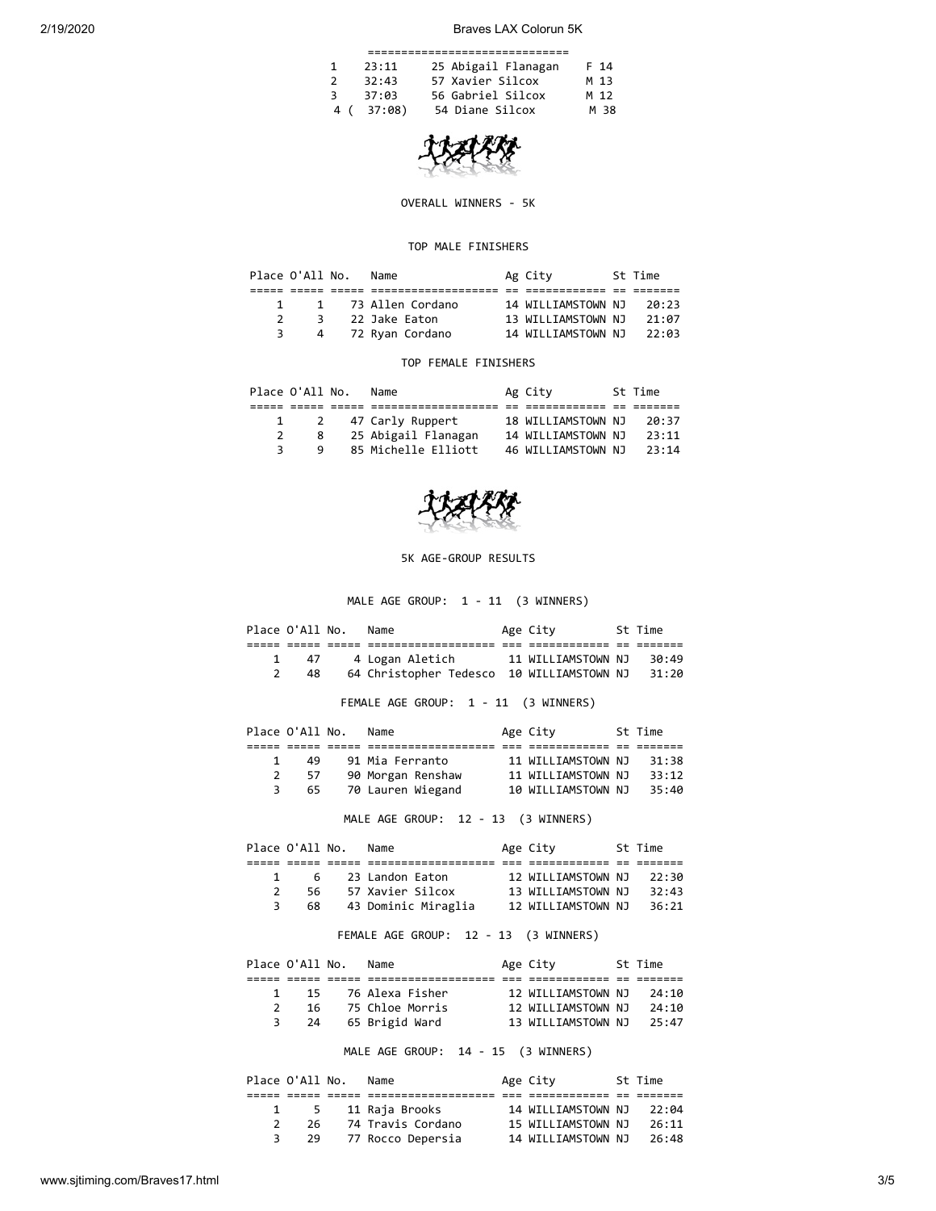| | | | | |
|---|---|---|---|---|
| 1 | 23:11 | 25 Abigail Flanagan | F 14 |
| 2 | 32:43 | 57 Xavier Silcox | M 13 |
| 3 | 37:03 | 56 Gabriel Silcox | M 12 |
| 4 ( | 37:08) | 54 Diane Silcox | M 38 |

OVERALL WINNERS - 5K

TOP MALE FINISHERS

| Place | O'All | No. | Name | Ag | City | St | Time |
|---|---|---|---|---|---|---|---|
| 1 | 1 | 73 | Allen Cordano | 14 | WILLIAMSTOWN | NJ | 20:23 |
| 2 | 3 | 22 | Jake Eaton | 13 | WILLIAMSTOWN | NJ | 21:07 |
| 3 | 4 | 72 | Ryan Cordano | 14 | WILLIAMSTOWN | NJ | 22:03 |

TOP FEMALE FINISHERS

| Place | O'All | No. | Name | Ag | City | St | Time |
|---|---|---|---|---|---|---|---|
| 1 | 2 | 47 | Carly Ruppert | 18 | WILLIAMSTOWN | NJ | 20:37 |
| 2 | 8 | 25 | Abigail Flanagan | 14 | WILLIAMSTOWN | NJ | 23:11 |
| 3 | 9 | 85 | Michelle Elliott | 46 | WILLIAMSTOWN | NJ | 23:14 |

5K AGE-GROUP RESULTS

MALE AGE GROUP: 1 - 11 (3 WINNERS)

| Place | O'All | No. | Name | Age | City | St | Time |
|---|---|---|---|---|---|---|---|
| 1 | 47 | 4 | Logan Aletich | 11 | WILLIAMSTOWN | NJ | 30:49 |
| 2 | 48 | 64 | Christopher Tedesco | 10 | WILLIAMSTOWN | NJ | 31:20 |

FEMALE AGE GROUP: 1 - 11 (3 WINNERS)

| Place | O'All | No. | Name | Age | City | St | Time |
|---|---|---|---|---|---|---|---|
| 1 | 49 | 91 | Mia Ferranto | 11 | WILLIAMSTOWN | NJ | 31:38 |
| 2 | 57 | 90 | Morgan Renshaw | 11 | WILLIAMSTOWN | NJ | 33:12 |
| 3 | 65 | 70 | Lauren Wiegand | 10 | WILLIAMSTOWN | NJ | 35:40 |

MALE AGE GROUP: 12 - 13 (3 WINNERS)

| Place | O'All | No. | Name | Age | City | St | Time |
|---|---|---|---|---|---|---|---|
| 1 | 6 | 23 | Landon Eaton | 12 | WILLIAMSTOWN | NJ | 22:30 |
| 2 | 56 | 57 | Xavier Silcox | 13 | WILLIAMSTOWN | NJ | 32:43 |
| 3 | 68 | 43 | Dominic Miraglia | 12 | WILLIAMSTOWN | NJ | 36:21 |

FEMALE AGE GROUP: 12 - 13 (3 WINNERS)

| Place | O'All | No. | Name | Age | City | St | Time |
|---|---|---|---|---|---|---|---|
| 1 | 15 | 76 | Alexa Fisher | 12 | WILLIAMSTOWN | NJ | 24:10 |
| 2 | 16 | 75 | Chloe Morris | 12 | WILLIAMSTOWN | NJ | 24:10 |
| 3 | 24 | 65 | Brigid Ward | 13 | WILLIAMSTOWN | NJ | 25:47 |

MALE AGE GROUP: 14 - 15 (3 WINNERS)

| Place | O'All | No. | Name | Age | City | St | Time |
|---|---|---|---|---|---|---|---|
| 1 | 5 | 11 | Raja Brooks | 14 | WILLIAMSTOWN | NJ | 22:04 |
| 2 | 26 | 74 | Travis Cordano | 15 | WILLIAMSTOWN | NJ | 26:11 |
| 3 | 29 | 77 | Rocco Depersia | 14 | WILLIAMSTOWN | NJ | 26:48 |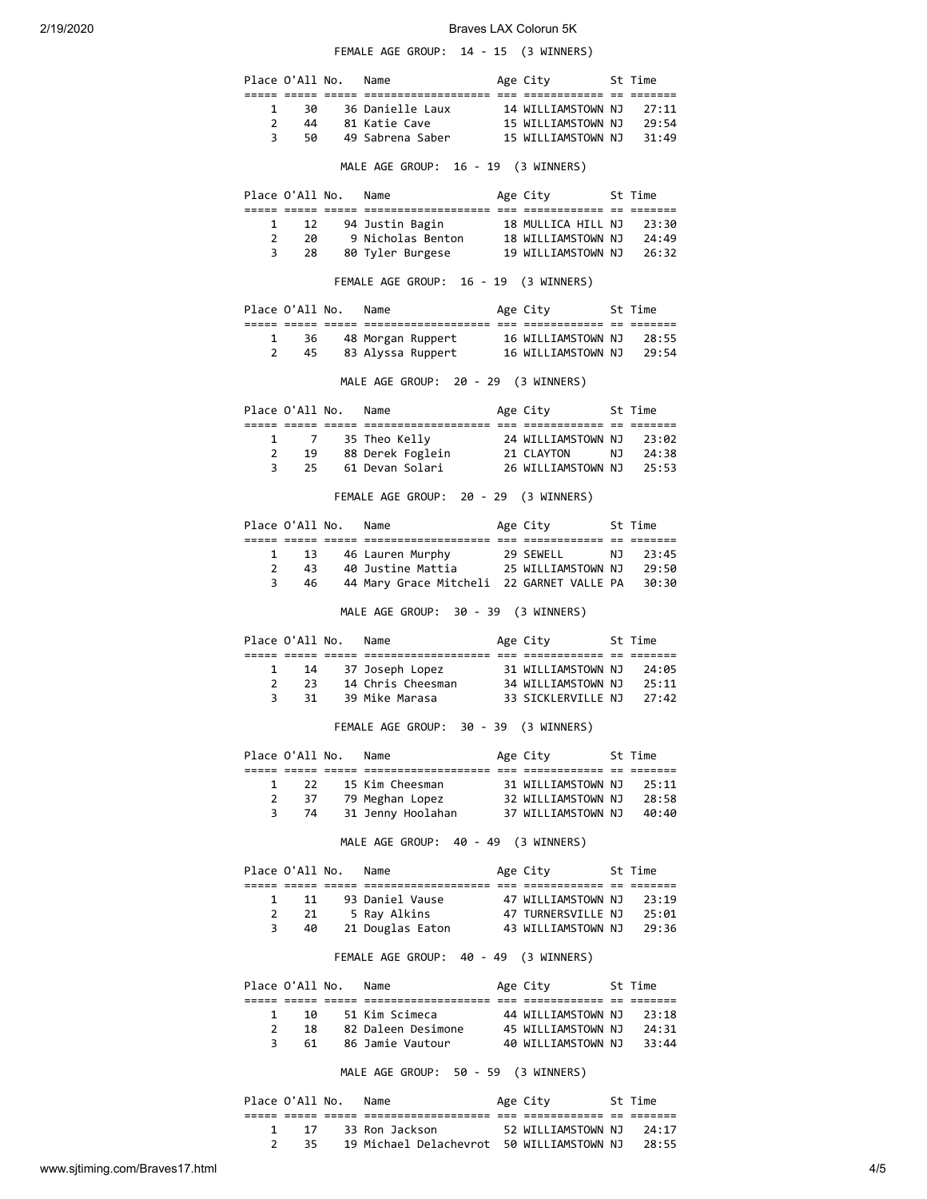FEMALE AGE GROUP: 14 - 15 (3 WINNERS)

| Place | O'All | No. | Name | Age | City | St | Time |
|---|---|---|---|---|---|---|---|
| 1 | 30 | 36 | Danielle Laux | 14 | WILLIAMSTOWN | NJ | 27:11 |
| 2 | 44 | 81 | Katie Cave | 15 | WILLIAMSTOWN | NJ | 29:54 |
| 3 | 50 | 49 | Sabrena Saber | 15 | WILLIAMSTOWN | NJ | 31:49 |

MALE AGE GROUP: 16 - 19 (3 WINNERS)

| Place | O'All | No. | Name | Age | City | St | Time |
|---|---|---|---|---|---|---|---|
| 1 | 12 | 94 | Justin Bagin | 18 | MULLICA HILL | NJ | 23:30 |
| 2 | 20 | 9 | Nicholas Benton | 18 | WILLIAMSTOWN | NJ | 24:49 |
| 3 | 28 | 80 | Tyler Burgese | 19 | WILLIAMSTOWN | NJ | 26:32 |

FEMALE AGE GROUP: 16 - 19 (3 WINNERS)

| Place | O'All | No. | Name | Age | City | St | Time |
|---|---|---|---|---|---|---|---|
| 1 | 36 | 48 | Morgan Ruppert | 16 | WILLIAMSTOWN | NJ | 28:55 |
| 2 | 45 | 83 | Alyssa Ruppert | 16 | WILLIAMSTOWN | NJ | 29:54 |

MALE AGE GROUP: 20 - 29 (3 WINNERS)

| Place | O'All | No. | Name | Age | City | St | Time |
|---|---|---|---|---|---|---|---|
| 1 | 7 | 35 | Theo Kelly | 24 | WILLIAMSTOWN | NJ | 23:02 |
| 2 | 19 | 88 | Derek Foglein | 21 | CLAYTON | NJ | 24:38 |
| 3 | 25 | 61 | Devan Solari | 26 | WILLIAMSTOWN | NJ | 25:53 |

FEMALE AGE GROUP: 20 - 29 (3 WINNERS)

| Place | O'All | No. | Name | Age | City | St | Time |
|---|---|---|---|---|---|---|---|
| 1 | 13 | 46 | Lauren Murphy | 29 | SEWELL | NJ | 23:45 |
| 2 | 43 | 40 | Justine Mattia | 25 | WILLIAMSTOWN | NJ | 29:50 |
| 3 | 46 | 44 | Mary Grace Mitcheli | 22 | GARNET VALLE | PA | 30:30 |

MALE AGE GROUP: 30 - 39 (3 WINNERS)

| Place | O'All | No. | Name | Age | City | St | Time |
|---|---|---|---|---|---|---|---|
| 1 | 14 | 37 | Joseph Lopez | 31 | WILLIAMSTOWN | NJ | 24:05 |
| 2 | 23 | 14 | Chris Cheesman | 34 | WILLIAMSTOWN | NJ | 25:11 |
| 3 | 31 | 39 | Mike Marasa | 33 | SICKLERVILLE | NJ | 27:42 |

FEMALE AGE GROUP: 30 - 39 (3 WINNERS)

| Place | O'All | No. | Name | Age | City | St | Time |
|---|---|---|---|---|---|---|---|
| 1 | 22 | 15 | Kim Cheesman | 31 | WILLIAMSTOWN | NJ | 25:11 |
| 2 | 37 | 79 | Meghan Lopez | 32 | WILLIAMSTOWN | NJ | 28:58 |
| 3 | 74 | 31 | Jenny Hoolahan | 37 | WILLIAMSTOWN | NJ | 40:40 |

MALE AGE GROUP: 40 - 49 (3 WINNERS)

| Place | O'All | No. | Name | Age | City | St | Time |
|---|---|---|---|---|---|---|---|
| 1 | 11 | 93 | Daniel Vause | 47 | WILLIAMSTOWN | NJ | 23:19 |
| 2 | 21 | 5 | Ray Alkins | 47 | TURNERSVILLE | NJ | 25:01 |
| 3 | 40 | 21 | Douglas Eaton | 43 | WILLIAMSTOWN | NJ | 29:36 |

FEMALE AGE GROUP: 40 - 49 (3 WINNERS)

| Place | O'All | No. | Name | Age | City | St | Time |
|---|---|---|---|---|---|---|---|
| 1 | 10 | 51 | Kim Scimeca | 44 | WILLIAMSTOWN | NJ | 23:18 |
| 2 | 18 | 82 | Daleen Desimone | 45 | WILLIAMSTOWN | NJ | 24:31 |
| 3 | 61 | 86 | Jamie Vautour | 40 | WILLIAMSTOWN | NJ | 33:44 |

MALE AGE GROUP: 50 - 59 (3 WINNERS)

| Place | O'All | No. | Name | Age | City | St | Time |
|---|---|---|---|---|---|---|---|
| 1 | 17 | 33 | Ron Jackson | 52 | WILLIAMSTOWN | NJ | 24:17 |
| 2 | 35 | 19 | Michael Delachevrot | 50 | WILLIAMSTOWN | NJ | 28:55 |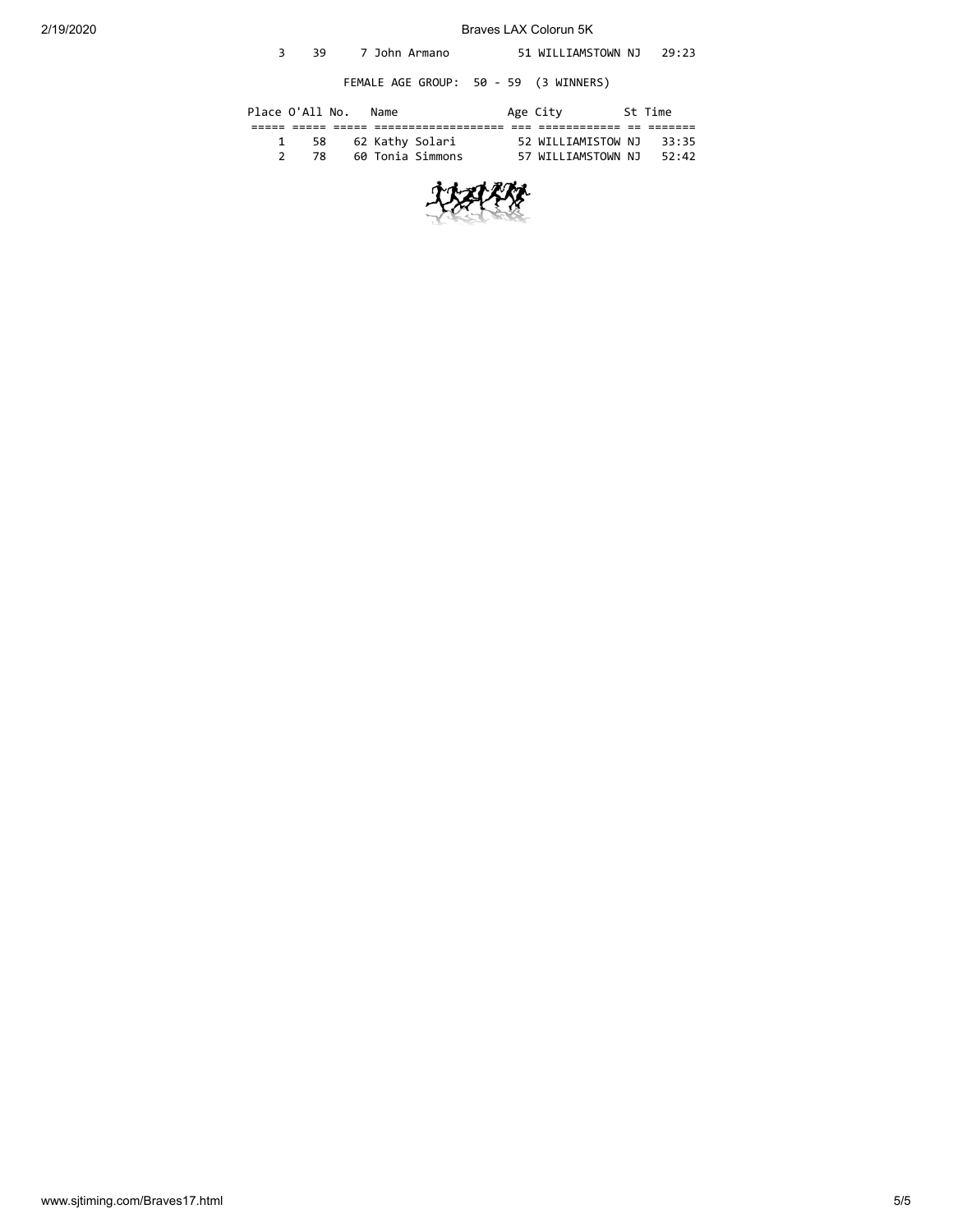| | | | | | | |
|---|---|---|---|---|---|---|
| 3 | 39 | 7 | John Armano | 51 | WILLIAMSTOWN | NJ | 29:23 |

FEMALE AGE GROUP: 50 - 59 (3 WINNERS)

| Place | O'All | No. | Name | Age | City | St | Time |
|---|---|---|---|---|---|---|---|
| 1 | 58 | 62 | Kathy Solari | 52 | WILLIAMISTOW | NJ | 33:35 |
| 2 | 78 | 60 | Tonia Simmons | 57 | WILLIAMSTOWN | NJ | 52:42 |